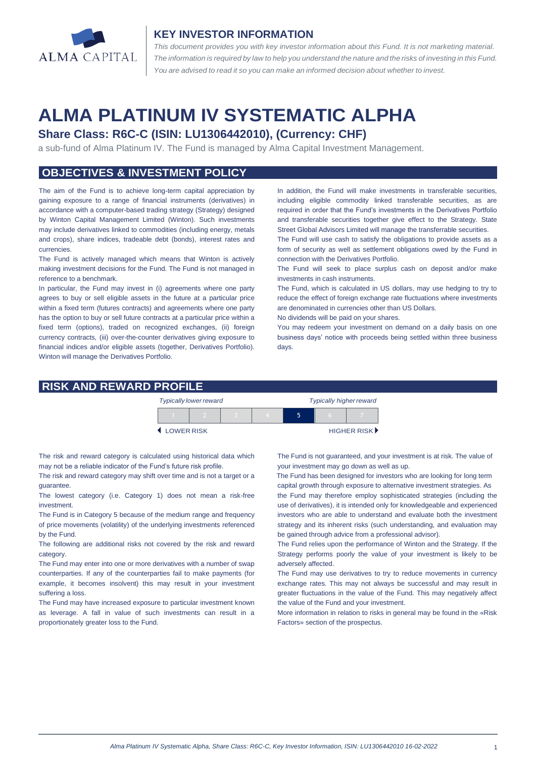ALMA CAPITAL

## KEY INVESTOR INFORMATION

*This document provides you with key investor information about this Fund. It is not marketing material. The information is required by law to help you understand the nature and the risks of investing in this Fund. You are advised to read it so you can make an informed decision about whether to invest.*

# ALMA PLATINUM IV SYSTEMATIC ALPHA

### Share Class: R6C-C (ISIN: LU1306442010), (Currency: CHF)

a sub-fund of Alma Platinum IV. The Fund is managed by Alma Capital Investment Management.

## OBJECTIVES & INVESTMENT POLICY

The aim of the Fund is to achieve long-term capital appreciation by gaining exposure to a range of financial instruments (derivatives) in accordance with a computer-based trading strategy (Strategy) designed by Winton Capital Management Limited (Winton). Such investments may include derivatives linked to commodities (including energy, metals and crops), share indices, tradeable debt (bonds), interest rates and currencies.

The Fund is actively managed which means that Winton is actively making investment decisions for the Fund. The Fund is not managed in reference to a benchmark.

In particular, the Fund may invest in (i) agreements where one party agrees to buy or sell eligible assets in the future at a particular price within a fixed term (futures contracts) and agreements where one party has the option to buy or sell future contracts at a particular price within a fixed term (options), traded on recognized exchanges, (ii) foreign currency contracts, (iii) over-the-counter derivatives giving exposure to financial indices and/or eligible assets (together, Derivatives Portfolio). Winton will manage the Derivatives Portfolio.

In addition, the Fund will make investments in transferable securities, including eligible commodity linked transferable securities, as are required in order that the Fund's investments in the Derivatives Portfolio and transferable securities together give effect to the Strategy. State Street Global Advisors Limited will manage the transferrable securities.

The Fund will use cash to satisfy the obligations to provide assets as a form of security as well as settlement obligations owed by the Fund in connection with the Derivatives Portfolio.

The Fund will seek to place surplus cash on deposit and/or make investments in cash instruments.

The Fund, which is calculated in US dollars, may use hedging to try to reduce the effect of foreign exchange rate fluctuations where investments are denominated in currencies other than US Dollars.

No dividends will be paid on your shares.

You may redeem your investment on demand on a daily basis on one business days' notice with proceeds being settled within three business days.

## RISK AND REWARD PROFILE

| *Typically lower reward* | | | | *Typically higher reward* | | |
|---|---|---|---|---|---|---|
| 1 | 2 | 3 | 4 | **5** | 6 | 7 |
| ◄ LOWER RISK | | | | | | HIGHER RISK ► |

The risk and reward category is calculated using historical data which may not be a reliable indicator of the Fund's future risk profile.

The risk and reward category may shift over time and is not a target or a guarantee.

The lowest category (i.e. Category 1) does not mean a risk-free investment.

The Fund is in Category 5 because of the medium range and frequency of price movements (volatility) of the underlying investments referenced by the Fund.

The following are additional risks not covered by the risk and reward category.

The Fund may enter into one or more derivatives with a number of swap counterparties. If any of the counterparties fail to make payments (for example, it becomes insolvent) this may result in your investment suffering a loss.

The Fund may have increased exposure to particular investment known as leverage. A fall in value of such investments can result in a proportionately greater loss to the Fund.

The Fund is not guaranteed, and your investment is at risk. The value of your investment may go down as well as up.

The Fund has been designed for investors who are looking for long term capital growth through exposure to alternative investment strategies. As the Fund may therefore employ sophisticated strategies (including the use of derivatives), it is intended only for knowledgeable and experienced investors who are able to understand and evaluate both the investment strategy and its inherent risks (such understanding, and evaluation may be gained through advice from a professional advisor).

The Fund relies upon the performance of Winton and the Strategy. If the Strategy performs poorly the value of your investment is likely to be adversely affected.

The Fund may use derivatives to try to reduce movements in currency exchange rates. This may not always be successful and may result in greater fluctuations in the value of the Fund. This may negatively affect the value of the Fund and your investment.

More information in relation to risks in general may be found in the «Risk Factors» section of the prospectus.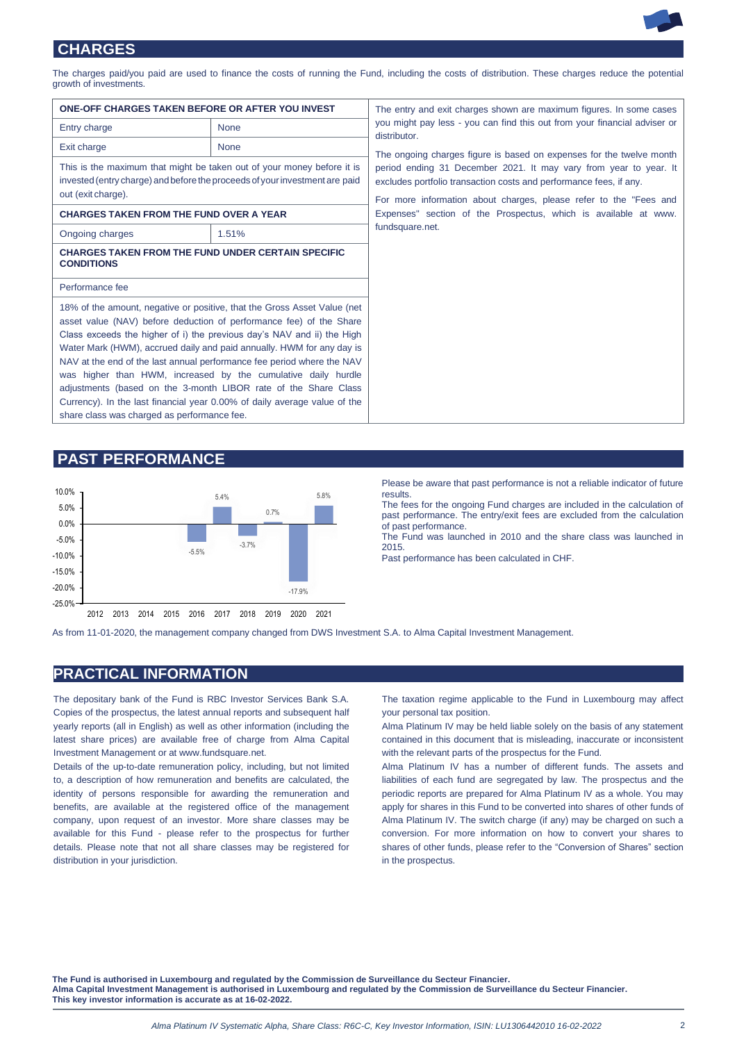## CHARGES

The charges paid/you paid are used to finance the costs of running the Fund, including the costs of distribution. These charges reduce the potential growth of investments.

| ONE-OFF CHARGES TAKEN BEFORE OR AFTER YOU INVEST | |
|---|---|
| Entry charge | None |
| Exit charge | None |
| This is the maximum that might be taken out of your money before it is invested (entry charge) and before the proceeds of your investment are paid out (exit charge). | |
| **CHARGES TAKEN FROM THE FUND OVER A YEAR** | |
| Ongoing charges | 1.51% |
| **CHARGES TAKEN FROM THE FUND UNDER CERTAIN SPECIFIC CONDITIONS** | |
| Performance fee | |
| 18% of the amount, negative or positive, that the Gross Asset Value (net asset value (NAV) before deduction of performance fee) of the Share Class exceeds the higher of i) the previous day's NAV and ii) the High Water Mark (HWM), accrued daily and paid annually. HWM for any day is NAV at the end of the last annual performance fee period where the NAV was higher than HWM, increased by the cumulative daily hurdle adjustments (based on the 3-month LIBOR rate of the Share Class Currency). In the last financial year 0.00% of daily average value of the share class was charged as performance fee. | |

The entry and exit charges shown are maximum figures. In some cases you might pay less - you can find this out from your financial adviser or distributor.

The ongoing charges figure is based on expenses for the twelve month period ending 31 December 2021. It may vary from year to year. It excludes portfolio transaction costs and performance fees, if any.

For more information about charges, please refer to the "Fees and Expenses" section of the Prospectus, which is available at www.fundsquare.net.

## PAST PERFORMANCE

10.0%
5.0%
0.0%
-5.0%
-10.0%
-15.0%
-20.0%
-25.0%

-5.5%
5.4%
-3.7%
0.7%
-17.9%
5.8%

2012 2013 2014 2015 2016 2017 2018 2019 2020 2021

Please be aware that past performance is not a reliable indicator of future results.

The fees for the ongoing Fund charges are included in the calculation of past performance. The entry/exit fees are excluded from the calculation of past performance.

The Fund was launched in 2010 and the share class was launched in 2015.

Past performance has been calculated in CHF.

As from 11-01-2020, the management company changed from DWS Investment S.A. to Alma Capital Investment Management.

## PRACTICAL INFORMATION

The depositary bank of the Fund is RBC Investor Services Bank S.A. Copies of the prospectus, the latest annual reports and subsequent half yearly reports (all in English) as well as other information (including the latest share prices) are available free of charge from Alma Capital Investment Management or at www.fundsquare.net.

Details of the up-to-date remuneration policy, including, but not limited to, a description of how remuneration and benefits are calculated, the identity of persons responsible for awarding the remuneration and benefits, are available at the registered office of the management company, upon request of an investor. More share classes may be available for this Fund - please refer to the prospectus for further details. Please note that not all share classes may be registered for distribution in your jurisdiction.

The taxation regime applicable to the Fund in Luxembourg may affect your personal tax position.

Alma Platinum IV may be held liable solely on the basis of any statement contained in this document that is misleading, inaccurate or inconsistent with the relevant parts of the prospectus for the Fund.

Alma Platinum IV has a number of different funds. The assets and liabilities of each fund are segregated by law. The prospectus and the periodic reports are prepared for Alma Platinum IV as a whole. You may apply for shares in this Fund to be converted into shares of other funds of Alma Platinum IV. The switch charge (if any) may be charged on such a conversion. For more information on how to convert your shares to shares of other funds, please refer to the "Conversion of Shares" section in the prospectus.

**The Fund is authorised in Luxembourg and regulated by the Commission de Surveillance du Secteur Financier.**
**Alma Capital Investment Management is authorised in Luxembourg and regulated by the Commission de Surveillance du Secteur Financier.**
**This key investor information is accurate as at 16-02-2022.**